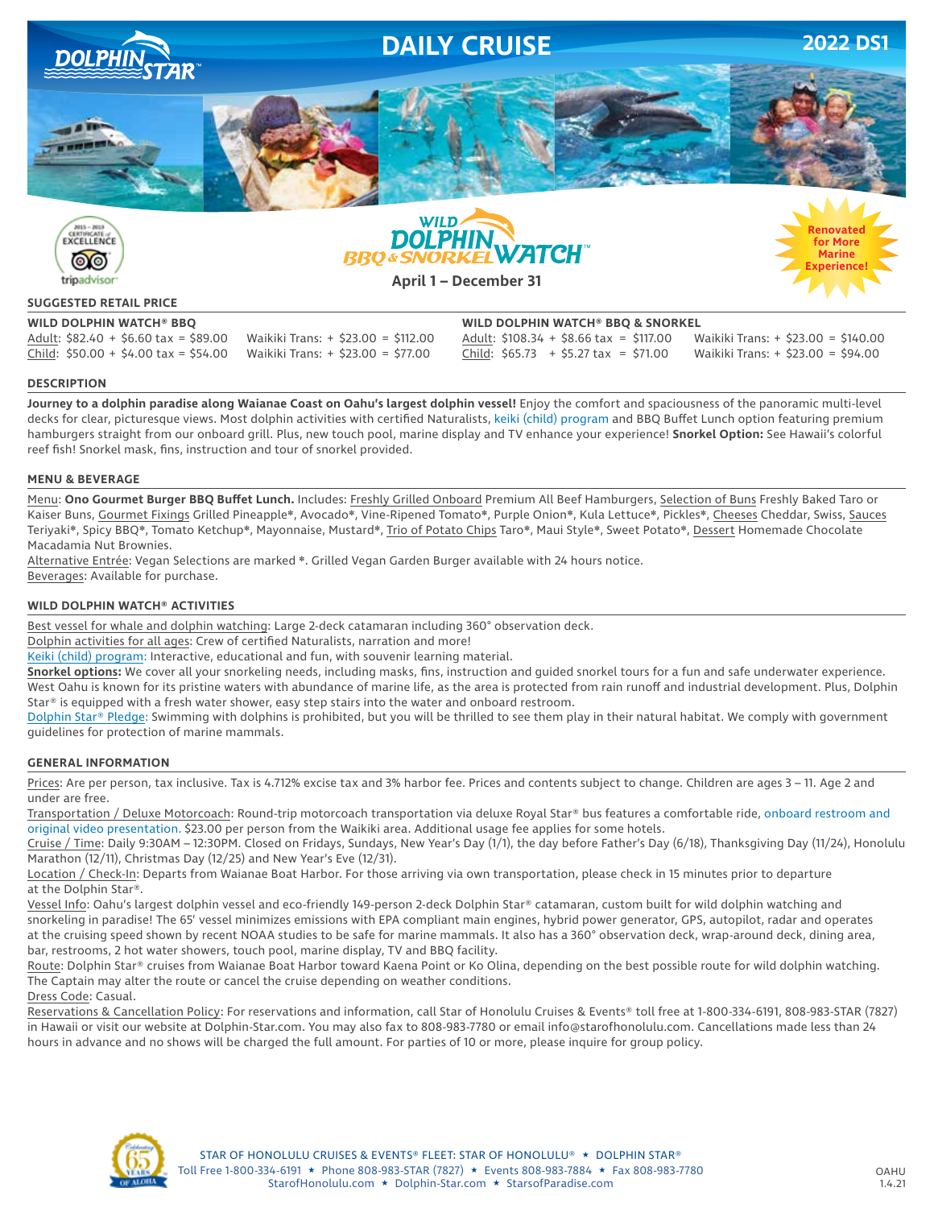# DAILY CRUISE

**2022 DS1**

DOLPHIN STAR™

2015 – 2019 CERTIFICATE of EXCELLENCE tripadvisor

## WILD DOLPHIN WATCH™ BBQ & SNORKEL

**April 1 – December 31**

Renovated for More Marine Experience!

### SUGGESTED RETAIL PRICE

**WILD DOLPHIN WATCH® BBQ**

Adult: $82.40 + $6.60 tax = $89.00 Waikiki Trans: + $23.00 = $112.00
Child: $50.00 + $4.00 tax = $54.00 Waikiki Trans: + $23.00 = $77.00

**WILD DOLPHIN WATCH® BBQ & SNORKEL**

Adult: $108.34 + $8.66 tax = $117.00 Waikiki Trans: + $23.00 = $140.00
Child: $65.73 + $5.27 tax = $71.00 Waikiki Trans: + $23.00 = $94.00

### DESCRIPTION

**Journey to a dolphin paradise along Waianae Coast on Oahu's largest dolphin vessel!** Enjoy the comfort and spaciousness of the panoramic multi-level decks for clear, picturesque views. Most dolphin activities with certified Naturalists, keiki (child) program and BBQ Buffet Lunch option featuring premium hamburgers straight from our onboard grill. Plus, new touch pool, marine display and TV enhance your experience! **Snorkel Option:** See Hawaii's colorful reef fish! Snorkel mask, fins, instruction and tour of snorkel provided.

### MENU & BEVERAGE

Menu: **Ono Gourmet Burger BBQ Buffet Lunch.** Includes: Freshly Grilled Onboard Premium All Beef Hamburgers, Selection of Buns Freshly Baked Taro or Kaiser Buns, Gourmet Fixings Grilled Pineapple*, Avocado*, Vine-Ripened Tomato*, Purple Onion*, Kula Lettuce*, Pickles*, Cheeses Cheddar, Swiss, Sauces Teriyaki*, Spicy BBQ*, Tomato Ketchup*, Mayonnaise, Mustard*, Trio of Potato Chips Taro*, Maui Style*, Sweet Potato*, Dessert Homemade Chocolate Macadamia Nut Brownies.

Alternative Entrée: Vegan Selections are marked *. Grilled Vegan Garden Burger available with 24 hours notice.

Beverages: Available for purchase.

### WILD DOLPHIN WATCH® ACTIVITIES

Best vessel for whale and dolphin watching: Large 2-deck catamaran including 360° observation deck.

Dolphin activities for all ages: Crew of certified Naturalists, narration and more!

Keiki (child) program: Interactive, educational and fun, with souvenir learning material.

**Snorkel options:** We cover all your snorkeling needs, including masks, fins, instruction and guided snorkel tours for a fun and safe underwater experience. West Oahu is known for its pristine waters with abundance of marine life, as the area is protected from rain runoff and industrial development. Plus, Dolphin Star® is equipped with a fresh water shower, easy step stairs into the water and onboard restroom.

Dolphin Star® Pledge: Swimming with dolphins is prohibited, but you will be thrilled to see them play in their natural habitat. We comply with government guidelines for protection of marine mammals.

### GENERAL INFORMATION

Prices: Are per person, tax inclusive. Tax is 4.712% excise tax and 3% harbor fee. Prices and contents subject to change. Children are ages 3 – 11. Age 2 and under are free.

Transportation / Deluxe Motorcoach: Round-trip motorcoach transportation via deluxe Royal Star® bus features a comfortable ride, onboard restroom and original video presentation. $23.00 per person from the Waikiki area. Additional usage fee applies for some hotels.

Cruise / Time: Daily 9:30AM – 12:30PM. Closed on Fridays, Sundays, New Year's Day (1/1), the day before Father's Day (6/18), Thanksgiving Day (11/24), Honolulu Marathon (12/11), Christmas Day (12/25) and New Year's Eve (12/31).

Location / Check-In: Departs from Waianae Boat Harbor. For those arriving via own transportation, please check in 15 minutes prior to departure at the Dolphin Star®.

Vessel Info: Oahu's largest dolphin vessel and eco-friendly 149-person 2-deck Dolphin Star® catamaran, custom built for wild dolphin watching and snorkeling in paradise! The 65' vessel minimizes emissions with EPA compliant main engines, hybrid power generator, GPS, autopilot, radar and operates at the cruising speed shown by recent NOAA studies to be safe for marine mammals. It also has a 360° observation deck, wrap-around deck, dining area, bar, restrooms, 2 hot water showers, touch pool, marine display, TV and BBQ facility.

Route: Dolphin Star® cruises from Waianae Boat Harbor toward Kaena Point or Ko Olina, depending on the best possible route for wild dolphin watching. The Captain may alter the route or cancel the cruise depending on weather conditions.

Dress Code: Casual.

Reservations & Cancellation Policy: For reservations and information, call Star of Honolulu Cruises & Events® toll free at 1-800-334-6191, 808-983-STAR (7827) in Hawaii or visit our website at Dolphin-Star.com. You may also fax to 808-983-7780 or email info@starofhonolulu.com. Cancellations made less than 24 hours in advance and no shows will be charged the full amount. For parties of 10 or more, please inquire for group policy.

Celebrating 65 Years of Aloha

STAR OF HONOLULU CRUISES & EVENTS® FLEET: STAR OF HONOLULU® ★ DOLPHIN STAR®
Toll Free 1-800-334-6191 ★ Phone 808-983-STAR (7827) ★ Events 808-983-7884 ★ Fax 808-983-7780
StarofHonolulu.com ★ Dolphin-Star.com ★ StarsofParadise.com

OAHU 1.4.21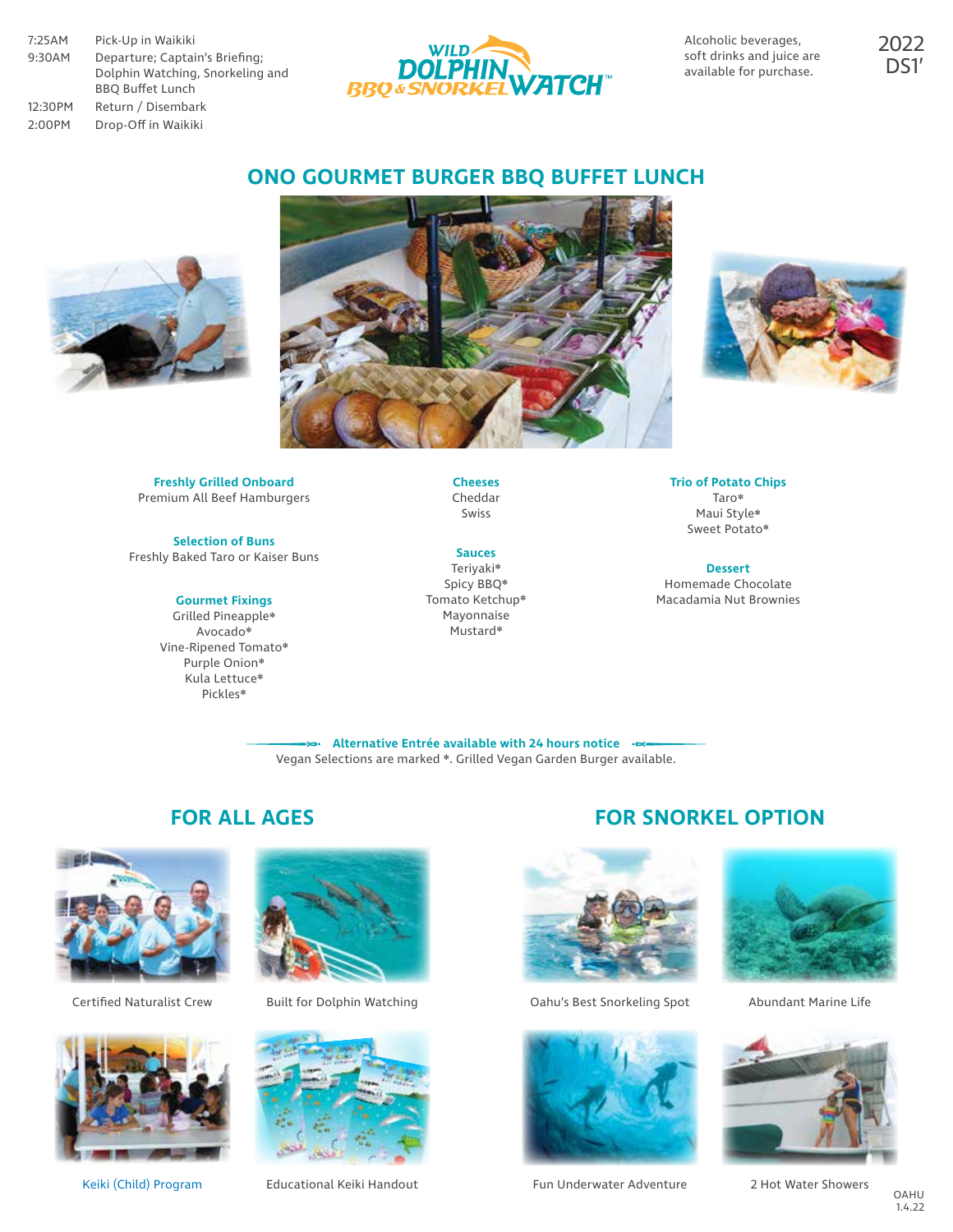| | |
|---|---|
| 7:25AM | Pick-Up in Waikiki |
| 9:30AM | Departure; Captain's Briefing; Dolphin Watching, Snorkeling and BBQ Buffet Lunch |
| 12:30PM | Return / Disembark |
| 2:00PM | Drop-Off in Waikiki |

WILD DOLPHIN BBQ & SNORKEL WATCH™

Alcoholic beverages, soft drinks and juice are available for purchase.

2022 DS1'

## ONO GOURMET BURGER BBQ BUFFET LUNCH

**Freshly Grilled Onboard**
Premium All Beef Hamburgers

**Selection of Buns**
Freshly Baked Taro or Kaiser Buns

**Gourmet Fixings**
Grilled Pineapple*
Avocado*
Vine-Ripened Tomato*
Purple Onion*
Kula Lettuce*
Pickles*

**Cheeses**
Cheddar
Swiss

**Sauces**
Teriyaki*
Spicy BBQ*
Tomato Ketchup*
Mayonnaise
Mustard*

**Trio of Potato Chips**
Taro*
Maui Style*
Sweet Potato*

**Dessert**
Homemade Chocolate Macadamia Nut Brownies

**Alternative Entrée available with 24 hours notice**
Vegan Selections are marked *. Grilled Vegan Garden Burger available.

## FOR ALL AGES

Certified Naturalist Crew

Built for Dolphin Watching

Keiki (Child) Program

Educational Keiki Handout

## FOR SNORKEL OPTION

Oahu's Best Snorkeling Spot

Abundant Marine Life

Fun Underwater Adventure

2 Hot Water Showers

OAHU
1.4.22